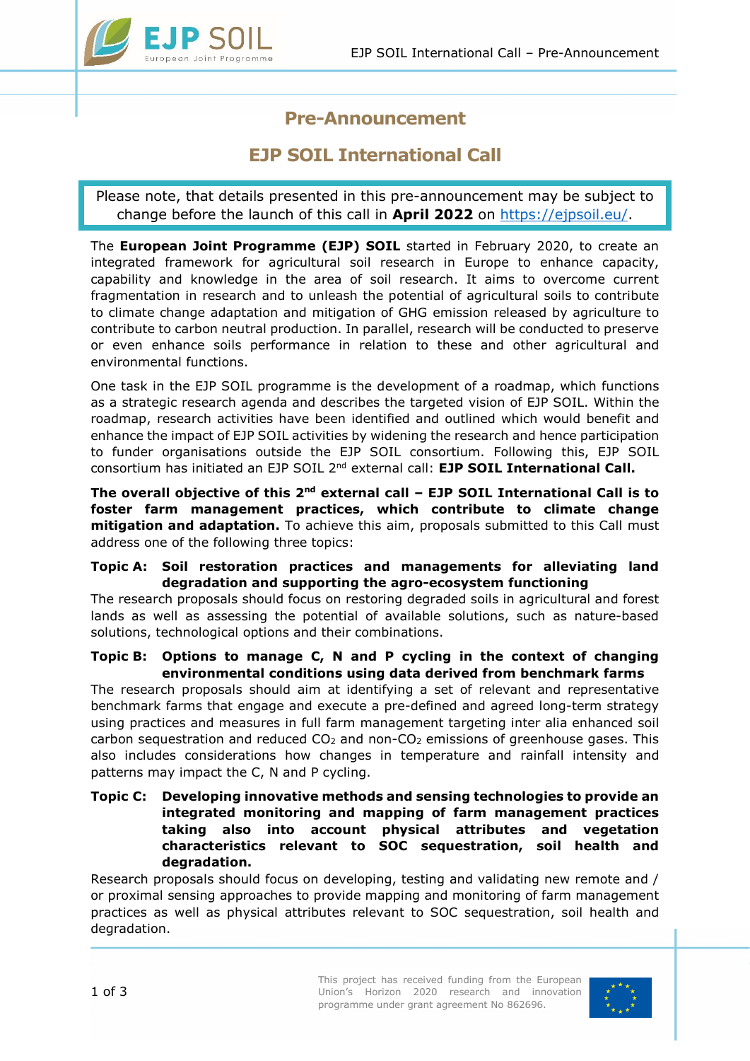# Pre-Announcement

## EJP SOIL International Call

Please note, that details presented in this pre-announcement may be subject to change before the launch of this call in **April 2022** on https://ejpsoil.eu/.

The **European Joint Programme (EJP) SOIL** started in February 2020, to create an integrated framework for agricultural soil research in Europe to enhance capacity, capability and knowledge in the area of soil research. It aims to overcome current fragmentation in research and to unleash the potential of agricultural soils to contribute to climate change adaptation and mitigation of GHG emission released by agriculture to contribute to carbon neutral production. In parallel, research will be conducted to preserve or even enhance soils performance in relation to these and other agricultural and environmental functions.

One task in the EJP SOIL programme is the development of a roadmap, which functions as a strategic research agenda and describes the targeted vision of EJP SOIL. Within the roadmap, research activities have been identified and outlined which would benefit and enhance the impact of EJP SOIL activities by widening the research and hence participation to funder organisations outside the EJP SOIL consortium. Following this, EJP SOIL consortium has initiated an EJP SOIL 2nd external call: **EJP SOIL International Call.**

**The overall objective of this 2nd external call – EJP SOIL International Call is to foster farm management practices, which contribute to climate change mitigation and adaptation.** To achieve this aim, proposals submitted to this Call must address one of the following three topics:

**Topic A: Soil restoration practices and managements for alleviating land degradation and supporting the agro-ecosystem functioning**

The research proposals should focus on restoring degraded soils in agricultural and forest lands as well as assessing the potential of available solutions, such as nature-based solutions, technological options and their combinations.

**Topic B: Options to manage C, N and P cycling in the context of changing environmental conditions using data derived from benchmark farms**

The research proposals should aim at identifying a set of relevant and representative benchmark farms that engage and execute a pre-defined and agreed long-term strategy using practices and measures in full farm management targeting inter alia enhanced soil carbon sequestration and reduced $CO_2$ and non-$CO_2$ emissions of greenhouse gases. This also includes considerations how changes in temperature and rainfall intensity and patterns may impact the C, N and P cycling.

**Topic C: Developing innovative methods and sensing technologies to provide an integrated monitoring and mapping of farm management practices taking also into account physical attributes and vegetation characteristics relevant to SOC sequestration, soil health and degradation.**

Research proposals should focus on developing, testing and validating new remote and / or proximal sensing approaches to provide mapping and monitoring of farm management practices as well as physical attributes relevant to SOC sequestration, soil health and degradation.

This project has received funding from the European Union's Horizon 2020 research and innovation programme under grant agreement No 862696.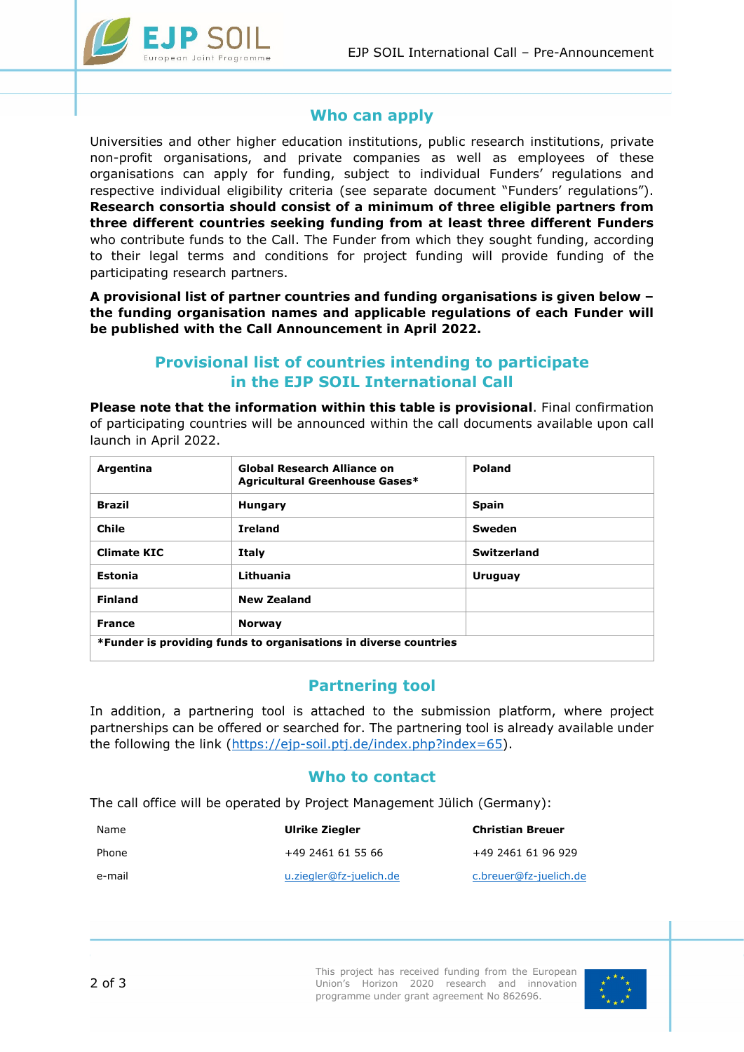## Who can apply

Universities and other higher education institutions, public research institutions, private non-profit organisations, and private companies as well as employees of these organisations can apply for funding, subject to individual Funders' regulations and respective individual eligibility criteria (see separate document "Funders' regulations"). **Research consortia should consist of a minimum of three eligible partners from three different countries seeking funding from at least three different Funders** who contribute funds to the Call. The Funder from which they sought funding, according to their legal terms and conditions for project funding will provide funding of the participating research partners.

**A provisional list of partner countries and funding organisations is given below – the funding organisation names and applicable regulations of each Funder will be published with the Call Announcement in April 2022.**

## Provisional list of countries intending to participate in the EJP SOIL International Call

**Please note that the information within this table is provisional**. Final confirmation of participating countries will be announced within the call documents available upon call launch in April 2022.

| | | |
|---|---|---|
| **Argentina** | **Global Research Alliance on Agricultural Greenhouse Gases*** | **Poland** |
| **Brazil** | **Hungary** | **Spain** |
| **Chile** | **Ireland** | **Sweden** |
| **Climate KIC** | **Italy** | **Switzerland** |
| **Estonia** | **Lithuania** | **Uruguay** |
| **Finland** | **New Zealand** | |
| **France** | **Norway** | |

***Funder is providing funds to organisations in diverse countries**

## Partnering tool

In addition, a partnering tool is attached to the submission platform, where project partnerships can be offered or searched for. The partnering tool is already available under the following the link (https://ejp-soil.ptj.de/index.php?index=65).

## Who to contact

The call office will be operated by Project Management Jülich (Germany):

| Name | **Ulrike Ziegler** | **Christian Breuer** |
|---|---|---|
| Phone | +49 2461 61 55 66 | +49 2461 61 96 929 |
| e-mail | u.ziegler@fz-juelich.de | c.breuer@fz-juelich.de |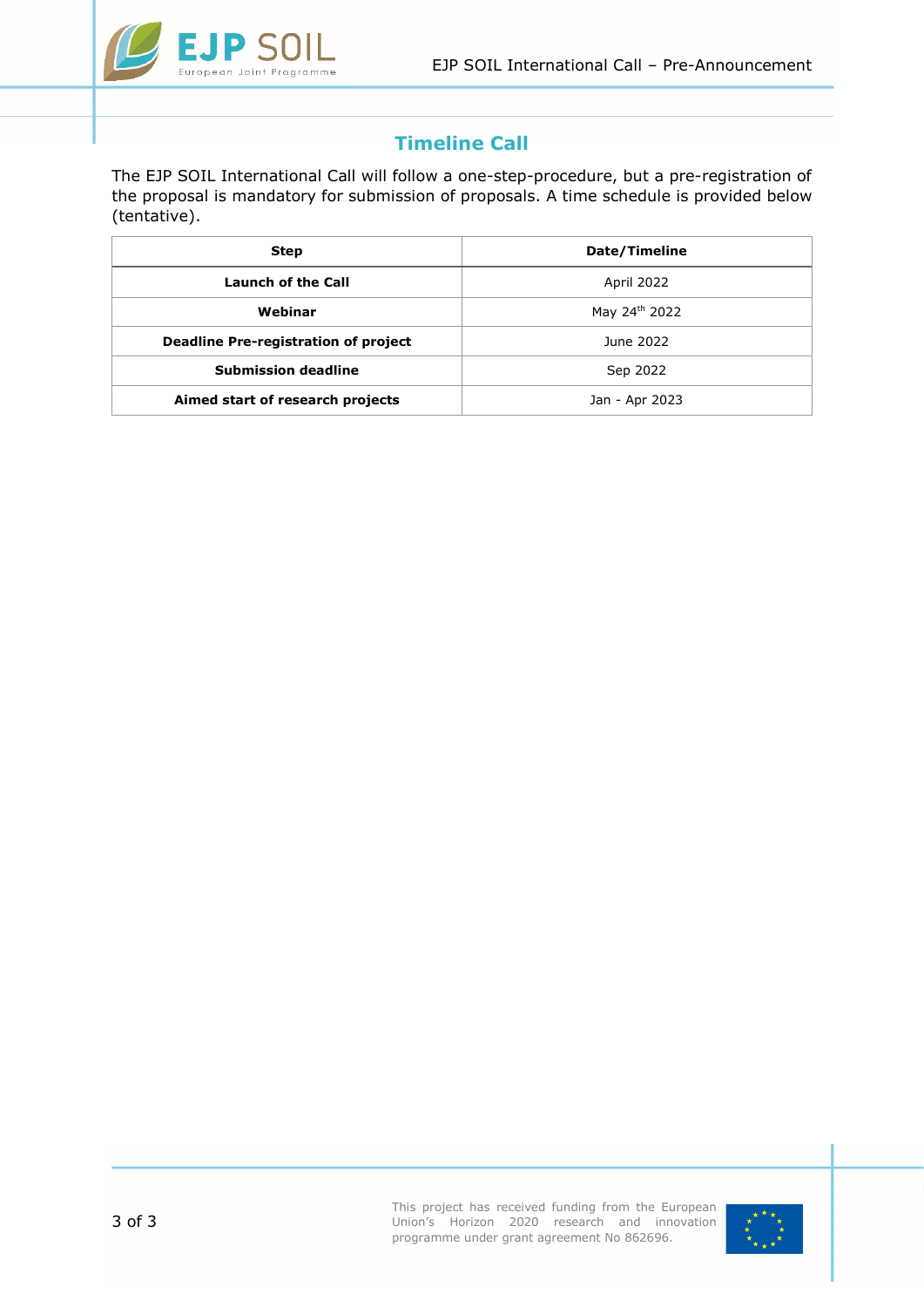## Timeline Call

The EJP SOIL International Call will follow a one-step-procedure, but a pre-registration of the proposal is mandatory for submission of proposals. A time schedule is provided below (tentative).

| Step | Date/Timeline |
|---|---|
| **Launch of the Call** | April 2022 |
| **Webinar** | May 24th 2022 |
| **Deadline Pre-registration of project** | June 2022 |
| **Submission deadline** | Sep 2022 |
| **Aimed start of research projects** | Jan - Apr 2023 |